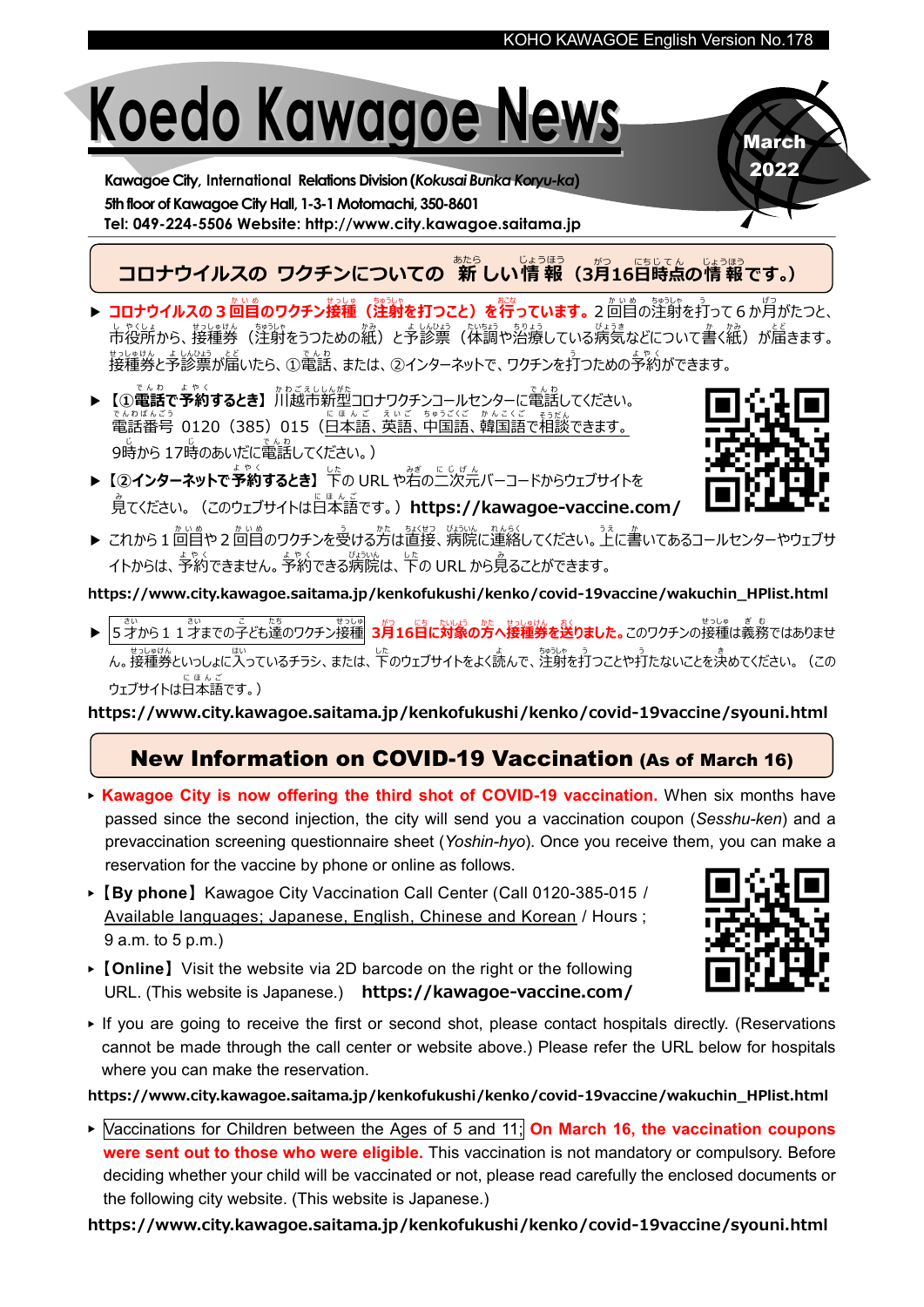# Koedo Kawagoe News

March 2022

**Kawagoe City, International Relations Division (*Kokusai Bunka Koryu-ka*)**
**5th floor of Kawagoe City Hall, 1-3-1 Motomachi, 350-8601**
**Tel: 049-224-5506 Website: http://www.city.kawagoe.saitama.jp**

## コロナウイルスの ワクチンについての 新しい情報（3月16日時点の情報です。）

- **コロナウイルスの３回目のワクチン接種（注射を打つこと）を行っています。**２回目の注射を打って６か月がたつと、市役所から、接種券（注射をうつための紙）と予診票（体調や治療している病気などについて書く紙）が届きます。接種券と予診票が届いたら、①電話、または、②インターネットで、ワクチンを打つための予約ができます。
- **【①電話で予約するとき】**川越市新型コロナワクチンコールセンターに電話してください。電話番号 0120（385）015（日本語、英語、中国語、韓国語で相談できます。9時から 17時のあいだに電話してください。）
- **【②インターネットで予約するとき】**下の URL や右の二次元バーコードからウェブサイトを見てください。（このウェブサイトは日本語です。）**https://kawagoe-vaccine.com/**
- これから１回目や２回目のワクチンを受ける方は直接、病院に連絡してください。上に書いてあるコールセンターやウェブサイトからは、予約できません。予約できる病院は、下の URL から見ることができます。

**https://www.city.kawagoe.saitama.jp/kenkofukushi/kenko/covid-19vaccine/wakuchin_HPlist.html**

- ５才から１１才までの子ども達のワクチン接種 **3月16日に対象の方へ接種券を送りました。**このワクチンの接種は義務ではありません。接種券といっしょに入っているチラシ、または、下のウェブサイトをよく読んで、注射を打つことや打たないことを決めてください。（このウェブサイトは日本語です。）

**https://www.city.kawagoe.saitama.jp/kenkofukushi/kenko/covid-19vaccine/syouni.html**

## New Information on COVID-19 Vaccination (As of March 16)

- **Kawagoe City is now offering the third shot of COVID-19 vaccination.** When six months have passed since the second injection, the city will send you a vaccination coupon (*Sesshu-ken*) and a prevaccination screening questionnaire sheet (*Yoshin-hyo*). Once you receive them, you can make a reservation for the vaccine by phone or online as follows.
- **【By phone】**Kawagoe City Vaccination Call Center (Call 0120-385-015 / Available languages; Japanese, English, Chinese and Korean / Hours ; 9 a.m. to 5 p.m.)
- **【Online】**Visit the website via 2D barcode on the right or the following URL. (This website is Japanese.) **https://kawagoe-vaccine.com/**
- If you are going to receive the first or second shot, please contact hospitals directly. (Reservations cannot be made through the call center or website above.) Please refer the URL below for hospitals where you can make the reservation.

**https://www.city.kawagoe.saitama.jp/kenkofukushi/kenko/covid-19vaccine/wakuchin_HPlist.html**

- Vaccinations for Children between the Ages of 5 and 11; **On March 16, the vaccination coupons were sent out to those who were eligible.** This vaccination is not mandatory or compulsory. Before deciding whether your child will be vaccinated or not, please read carefully the enclosed documents or the following city website. (This website is Japanese.)

**https://www.city.kawagoe.saitama.jp/kenkofukushi/kenko/covid-19vaccine/syouni.html**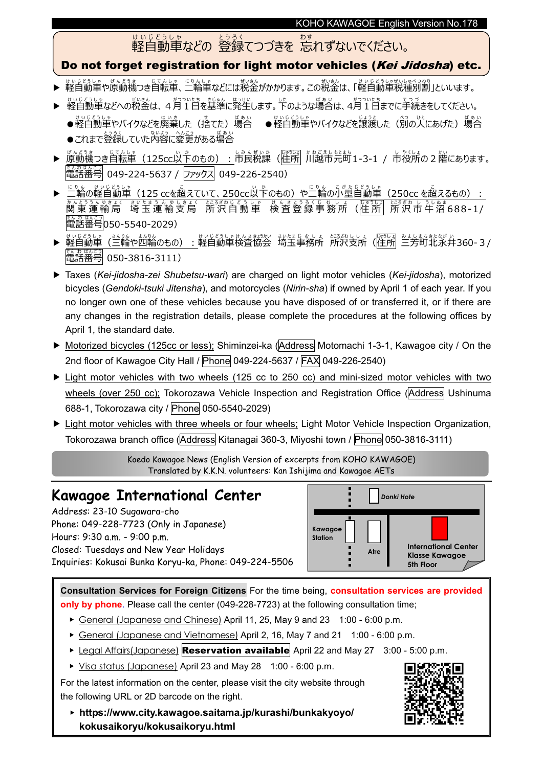## 軽自動車などの 登録てつづきを 忘れずないでください。

## Do not forget registration for light motor vehicles (*Kei Jidosha*) etc.

- 軽自動車や原動機つき自転車、二輪車などには税金がかかります。この税金は、「軽自動車税種別割」といいます。
- 軽自動車などへの税金は、４月１日を基準に発生します。下のような場合は、4月１日までに手続きをしてください。
  - ●軽自動車やバイクなどを廃棄した（捨てた）場合　●軽自動車やバイクなどを譲渡した（別の人にあげた）場合
  - ●これまで登録していた内容に変更がある場合
- 原動機つき自転車（125cc以下のもの）：市民税課（住所 川越市元町1-3-1 / 市役所の２階にあります。電話番号 049-224-5637 / ファックス 049-226-2540）
- 二輪の軽自動車（125 ccを超えていて、250cc以下のもの）や二輪の小型自動車（250ccを超えるもの）：関東運輸局 埼玉運輸支局 所沢自動車 検査登録事務所（住所 所沢市牛沼688-1/ 電話番号050-5540-2029）
- 軽自動車（三輪や四輪のもの）：軽自動車検査協会 埼玉事務所 所沢支所（住所 三芳町北永井360-３/ 電話番号 050-3816-3111）

- Taxes (*Kei-jidosha-zei Shubetsu-wari*) are charged on light motor vehicles (*Kei-jidosha*), motorized bicycles (*Gendoki-tsuki Jitensha*), and motorcycles (*Nirin-sha*) if owned by April 1 of each year. If you no longer own one of these vehicles because you have disposed of or transferred it, or if there are any changes in the registration details, please complete the procedures at the following offices by April 1, the standard date.
- Motorized bicycles (125cc or less); Shiminzei-ka (Address Motomachi 1-3-1, Kawagoe city / On the 2nd floor of Kawagoe City Hall / Phone 049-224-5637 / FAX 049-226-2540)
- Light motor vehicles with two wheels (125 cc to 250 cc) and mini-sized motor vehicles with two wheels (over 250 cc); Tokorozawa Vehicle Inspection and Registration Office (Address Ushinuma 688-1, Tokorozawa city / Phone 050-5540-2029)
- Light motor vehicles with three wheels or four wheels; Light Motor Vehicle Inspection Organization, Tokorozawa branch office (Address Kitanagai 360-3, Miyoshi town / Phone 050-3816-3111)

Koedo Kawagoe News (English Version of excerpts from KOHO KAWAGOE)
Translated by K.K.N. volunteers: Kan Ishijima and Kawagoe AETs

## Kawagoe International Center

Address: 23-10 Sugawara-cho
Phone: 049-228-7723 (Only in Japanese)
Hours: 9:30 a.m. - 9:00 p.m.
Closed: Tuesdays and New Year Holidays
Inquiries: Kokusai Bunka Koryu-ka, Phone: 049-224-5506

Donki Hote
Kawagoe Station
Atre
International Center
Klasse Kawagoe
5th Floor

**Consultation Services for Foreign Citizens** For the time being, **consultation services are provided only by phone**. Please call the center (049-228-7723) at the following consultation time;

- General (Japanese and Chinese) April 11, 25, May 9 and 23　1:00 - 6:00 p.m.
- General (Japanese and Vietnamese) April 2, 16, May 7 and 21　1:00 - 6:00 p.m.
- Legal Affairs(Japanese) **Reservation available** April 22 and May 27　3:00 - 5:00 p.m.
- Visa status (Japanese) April 23 and May 28　1:00 - 6:00 p.m.

For the latest information on the center, please visit the city website through the following URL or 2D barcode on the right.

- **https://www.city.kawagoe.saitama.jp/kurashi/bunkakyoyo/kokusaikoryu/kokusaikoryu.html**